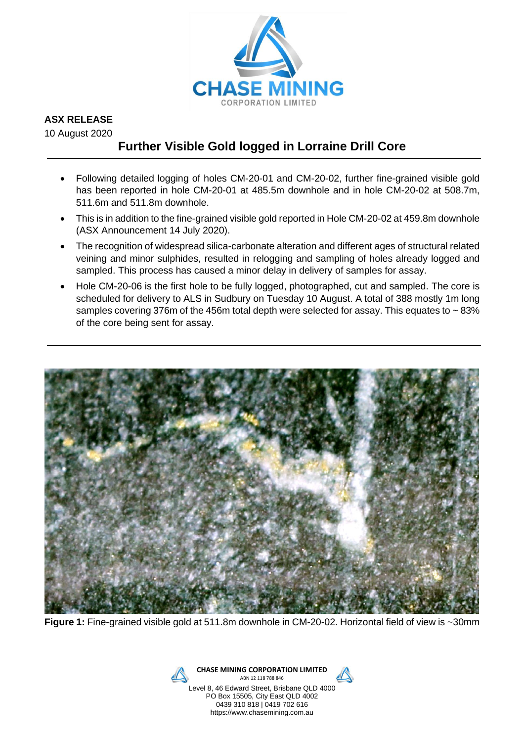**ASX RELEASE**

10 August 2020

# Further Visible Gold logged in Lorraine Drill Core

- Following detailed logging of holes CM-20-01 and CM-20-02, further fine-grained visible gold has been reported in hole CM-20-01 at 485.5m downhole and in hole CM-20-02 at 508.7m, 511.6m and 511.8m downhole.
- This is in addition to the fine-grained visible gold reported in Hole CM-20-02 at 459.8m downhole (ASX Announcement 14 July 2020).
- The recognition of widespread silica-carbonate alteration and different ages of structural related veining and minor sulphides, resulted in relogging and sampling of holes already logged and sampled. This process has caused a minor delay in delivery of samples for assay.
- Hole CM-20-06 is the first hole to be fully logged, photographed, cut and sampled. The core is scheduled for delivery to ALS in Sudbury on Tuesday 10 August. A total of 388 mostly 1m long samples covering 376m of the 456m total depth were selected for assay. This equates to ~ 83% of the core being sent for assay.

**Figure 1:** Fine-grained visible gold at 511.8m downhole in CM-20-02. Horizontal field of view is ~30mm

**CHASE MINING CORPORATION LIMITED**
ABN 12 118 788 846
Level 8, 46 Edward Street, Brisbane QLD 4000
PO Box 15505, City East QLD 4002
0439 310 818 | 0419 702 616
https://www.chasemining.com.au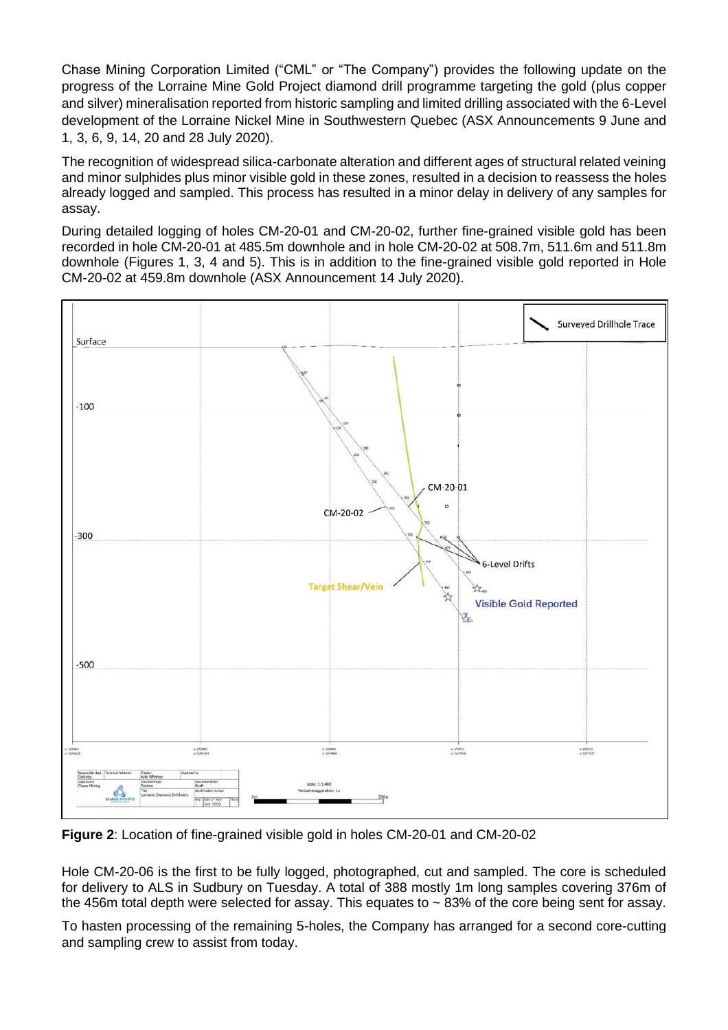Chase Mining Corporation Limited ("CML" or "The Company") provides the following update on the progress of the Lorraine Mine Gold Project diamond drill programme targeting the gold (plus copper and silver) mineralisation reported from historic sampling and limited drilling associated with the 6-Level development of the Lorraine Nickel Mine in Southwestern Quebec (ASX Announcements 9 June and 1, 3, 6, 9, 14, 20 and 28 July 2020).

The recognition of widespread silica-carbonate alteration and different ages of structural related veining and minor sulphides plus minor visible gold in these zones, resulted in a decision to reassess the holes already logged and sampled. This process has resulted in a minor delay in delivery of any samples for assay.

During detailed logging of holes CM-20-01 and CM-20-02, further fine-grained visible gold has been recorded in hole CM-20-01 at 485.5m downhole and in hole CM-20-02 at 508.7m, 511.6m and 511.8m downhole (Figures 1, 3, 4 and 5). This is in addition to the fine-grained visible gold reported in Hole CM-20-02 at 459.8m downhole (ASX Announcement 14 July 2020).

**Figure 2**: Location of fine-grained visible gold in holes CM-20-01 and CM-20-02

Hole CM-20-06 is the first to be fully logged, photographed, cut and sampled. The core is scheduled for delivery to ALS in Sudbury on Tuesday. A total of 388 mostly 1m long samples covering 376m of the 456m total depth were selected for assay. This equates to ~ 83% of the core being sent for assay.

To hasten processing of the remaining 5-holes, the Company has arranged for a second core-cutting and sampling crew to assist from today.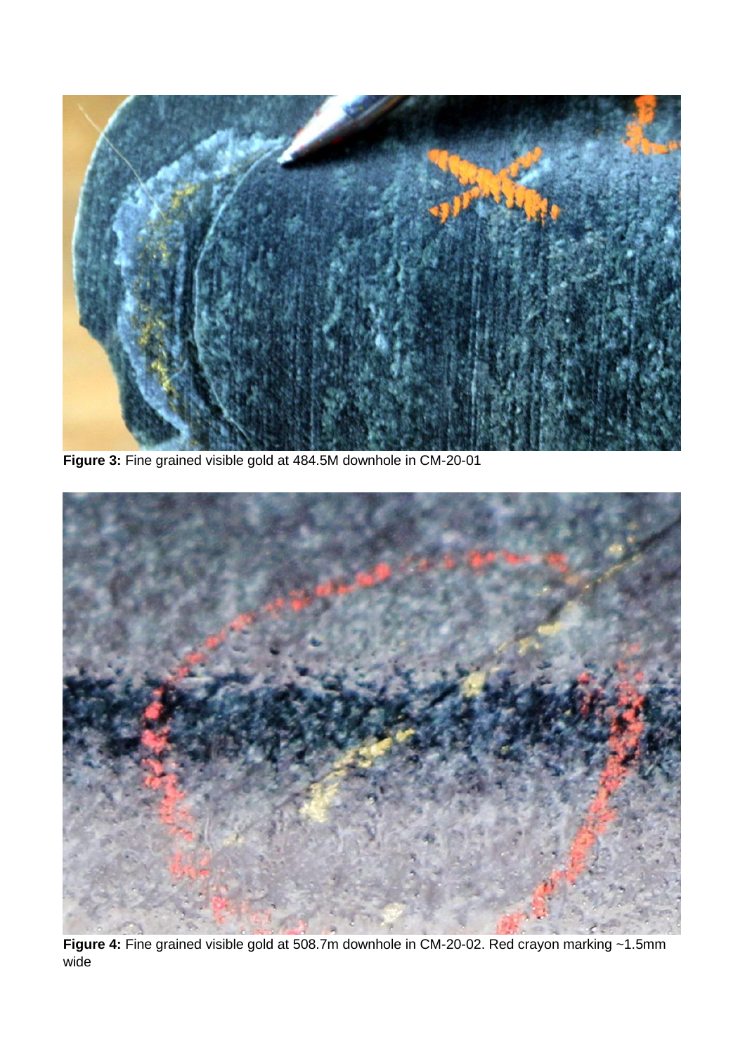**Figure 3:** Fine grained visible gold at 484.5M downhole in CM-20-01

**Figure 4:** Fine grained visible gold at 508.7m downhole in CM-20-02. Red crayon marking ~1.5mm wide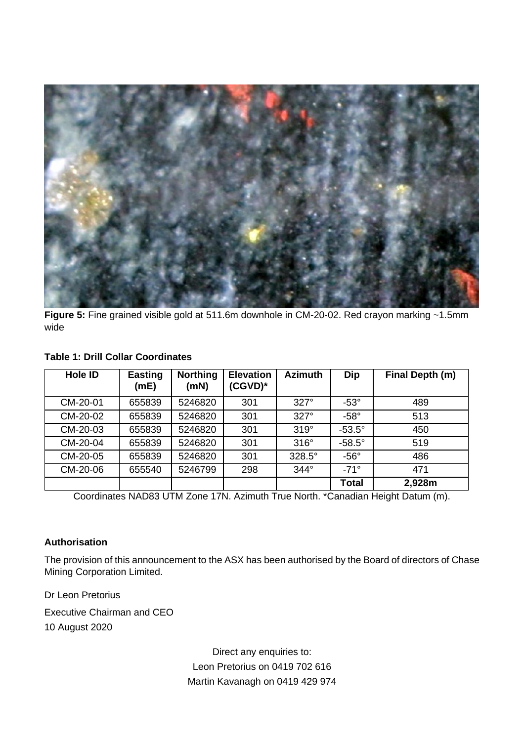**Figure 5:** Fine grained visible gold at 511.6m downhole in CM-20-02. Red crayon marking ~1.5mm wide

**Table 1: Drill Collar Coordinates**

| Hole ID | Easting (mE) | Northing (mN) | Elevation (CGVD)* | Azimuth | Dip | Final Depth (m) |
|---|---|---|---|---|---|---|
| CM-20-01 | 655839 | 5246820 | 301 | 327° | -53° | 489 |
| CM-20-02 | 655839 | 5246820 | 301 | 327° | -58° | 513 |
| CM-20-03 | 655839 | 5246820 | 301 | 319° | -53.5° | 450 |
| CM-20-04 | 655839 | 5246820 | 301 | 316° | -58.5° | 519 |
| CM-20-05 | 655839 | 5246820 | 301 | 328.5° | -56° | 486 |
| CM-20-06 | 655540 | 5246799 | 298 | 344° | -71° | 471 |
| | | | | | **Total** | **2,928m** |

Coordinates NAD83 UTM Zone 17N. Azimuth True North. *Canadian Height Datum (m).

**Authorisation**

The provision of this announcement to the ASX has been authorised by the Board of directors of Chase Mining Corporation Limited.

Dr Leon Pretorius

Executive Chairman and CEO

10 August 2020

Direct any enquiries to:
Leon Pretorius on 0419 702 616
Martin Kavanagh on 0419 429 974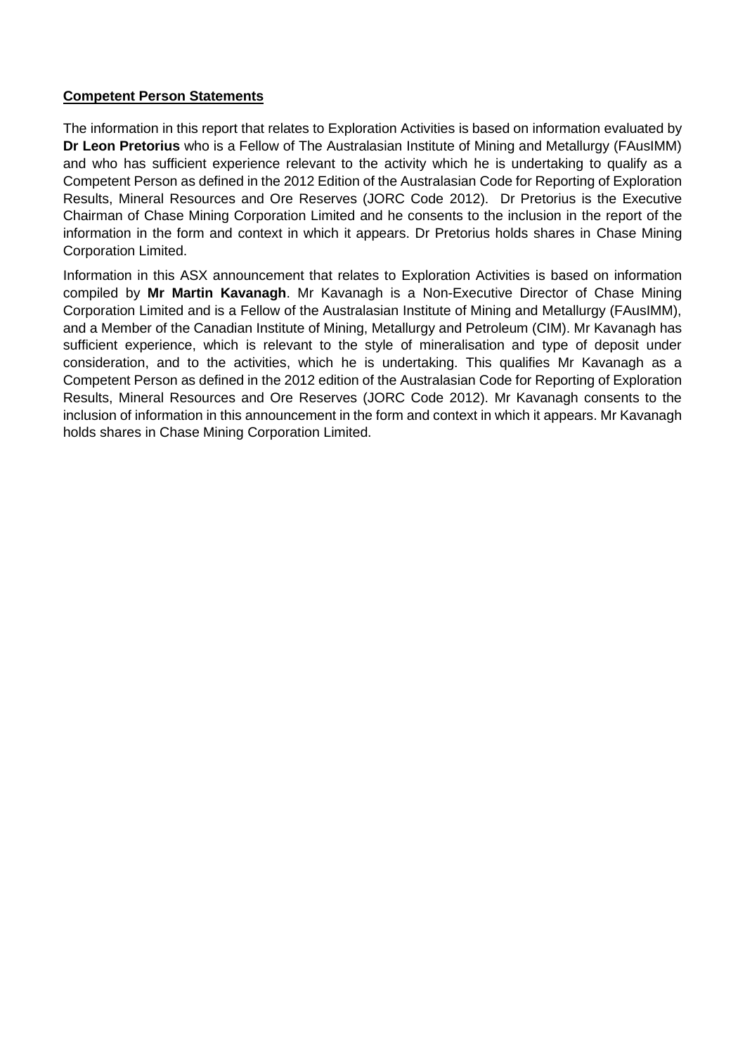**Competent Person Statements**

The information in this report that relates to Exploration Activities is based on information evaluated by **Dr Leon Pretorius** who is a Fellow of The Australasian Institute of Mining and Metallurgy (FAusIMM) and who has sufficient experience relevant to the activity which he is undertaking to qualify as a Competent Person as defined in the 2012 Edition of the Australasian Code for Reporting of Exploration Results, Mineral Resources and Ore Reserves (JORC Code 2012). Dr Pretorius is the Executive Chairman of Chase Mining Corporation Limited and he consents to the inclusion in the report of the information in the form and context in which it appears. Dr Pretorius holds shares in Chase Mining Corporation Limited.

Information in this ASX announcement that relates to Exploration Activities is based on information compiled by **Mr Martin Kavanagh**. Mr Kavanagh is a Non-Executive Director of Chase Mining Corporation Limited and is a Fellow of the Australasian Institute of Mining and Metallurgy (FAusIMM), and a Member of the Canadian Institute of Mining, Metallurgy and Petroleum (CIM). Mr Kavanagh has sufficient experience, which is relevant to the style of mineralisation and type of deposit under consideration, and to the activities, which he is undertaking. This qualifies Mr Kavanagh as a Competent Person as defined in the 2012 edition of the Australasian Code for Reporting of Exploration Results, Mineral Resources and Ore Reserves (JORC Code 2012). Mr Kavanagh consents to the inclusion of information in this announcement in the form and context in which it appears. Mr Kavanagh holds shares in Chase Mining Corporation Limited.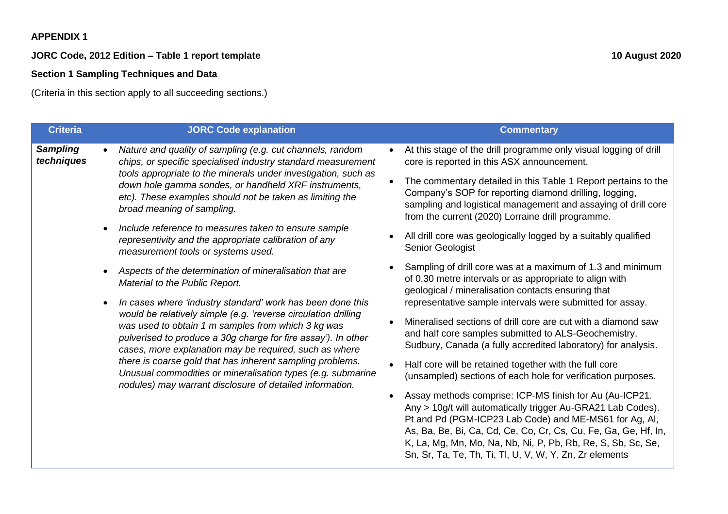**APPENDIX 1**

**JORC Code, 2012 Edition – Table 1 report template** **10 August 2020**

**Section 1 Sampling Techniques and Data**

(Criteria in this section apply to all succeeding sections.)

| Criteria | JORC Code explanation | Commentary |
|---|---|---|
| ***Sampling techniques*** | • *Nature and quality of sampling (e.g. cut channels, random chips, or specific specialised industry standard measurement tools appropriate to the minerals under investigation, such as down hole gamma sondes, or handheld XRF instruments, etc). These examples should not be taken as limiting the broad meaning of sampling.*<br>• *Include reference to measures taken to ensure sample representivity and the appropriate calibration of any measurement tools or systems used.*<br>• *Aspects of the determination of mineralisation that are Material to the Public Report.*<br>• *In cases where 'industry standard' work has been done this would be relatively simple (e.g. 'reverse circulation drilling was used to obtain 1 m samples from which 3 kg was pulverised to produce a 30g charge for fire assay'). In other cases, more explanation may be required, such as where there is coarse gold that has inherent sampling problems. Unusual commodities or mineralisation types (e.g. submarine nodules) may warrant disclosure of detailed information.* | • At this stage of the drill programme only visual logging of drill core is reported in this ASX announcement.<br>• The commentary detailed in this Table 1 Report pertains to the Company's SOP for reporting diamond drilling, logging, sampling and logistical management and assaying of drill core from the current (2020) Lorraine drill programme.<br>• All drill core was geologically logged by a suitably qualified Senior Geologist<br>• Sampling of drill core was at a maximum of 1.3 and minimum of 0.30 metre intervals or as appropriate to align with geological / mineralisation contacts ensuring that representative sample intervals were submitted for assay.<br>• Mineralised sections of drill core are cut with a diamond saw and half core samples submitted to ALS-Geochemistry, Sudbury, Canada (a fully accredited laboratory) for analysis.<br>• Half core will be retained together with the full core (unsampled) sections of each hole for verification purposes.<br>• Assay methods comprise: ICP-MS finish for Au (Au-ICP21. Any > 10g/t will automatically trigger Au-GRA21 Lab Codes). Pt and Pd (PGM-ICP23 Lab Code) and ME-MS61 for Ag, Al, As, Ba, Be, Bi, Ca, Cd, Ce, Co, Cr, Cs, Cu, Fe, Ga, Ge, Hf, In, K, La, Mg, Mn, Mo, Na, Nb, Ni, P, Pb, Rb, Re, S, Sb, Sc, Se, Sn, Sr, Ta, Te, Th, Ti, Tl, U, V, W, Y, Zn, Zr elements |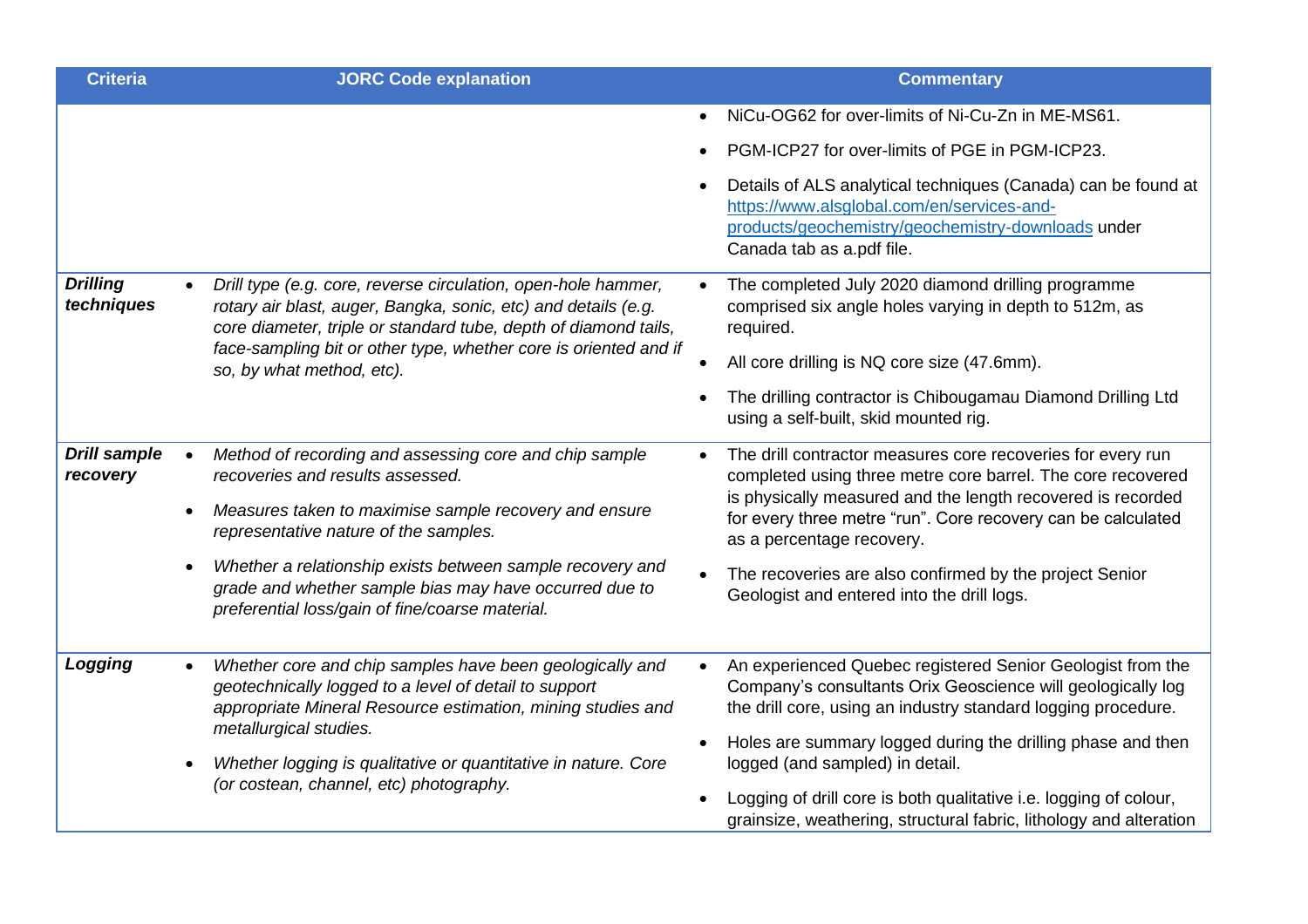| Criteria | JORC Code explanation | Commentary |
|---|---|---|
| | | • NiCu-OG62 for over-limits of Ni-Cu-Zn in ME-MS61.<br>• PGM-ICP27 for over-limits of PGE in PGM-ICP23.<br>• Details of ALS analytical techniques (Canada) can be found at [https://www.alsglobal.com/en/services-and-products/geochemistry/geochemistry-downloads](https://www.alsglobal.com/en/services-and-products/geochemistry/geochemistry-downloads) under Canada tab as a.pdf file. |
| ***Drilling techniques*** | • *Drill type (e.g. core, reverse circulation, open-hole hammer, rotary air blast, auger, Bangka, sonic, etc) and details (e.g. core diameter, triple or standard tube, depth of diamond tails, face-sampling bit or other type, whether core is oriented and if so, by what method, etc).* | • The completed July 2020 diamond drilling programme comprised six angle holes varying in depth to 512m, as required.<br>• All core drilling is NQ core size (47.6mm).<br>• The drilling contractor is Chibougamau Diamond Drilling Ltd using a self-built, skid mounted rig. |
| ***Drill sample recovery*** | • *Method of recording and assessing core and chip sample recoveries and results assessed.*<br>• *Measures taken to maximise sample recovery and ensure representative nature of the samples.*<br>• *Whether a relationship exists between sample recovery and grade and whether sample bias may have occurred due to preferential loss/gain of fine/coarse material.* | • The drill contractor measures core recoveries for every run completed using three metre core barrel. The core recovered is physically measured and the length recovered is recorded for every three metre "run". Core recovery can be calculated as a percentage recovery.<br>• The recoveries are also confirmed by the project Senior Geologist and entered into the drill logs. |
| ***Logging*** | • *Whether core and chip samples have been geologically and geotechnically logged to a level of detail to support appropriate Mineral Resource estimation, mining studies and metallurgical studies.*<br>• *Whether logging is qualitative or quantitative in nature. Core (or costean, channel, etc) photography.* | • An experienced Quebec registered Senior Geologist from the Company's consultants Orix Geoscience will geologically log the drill core, using an industry standard logging procedure.<br>• Holes are summary logged during the drilling phase and then logged (and sampled) in detail.<br>• Logging of drill core is both qualitative i.e. logging of colour, grainsize, weathering, structural fabric, lithology and alteration |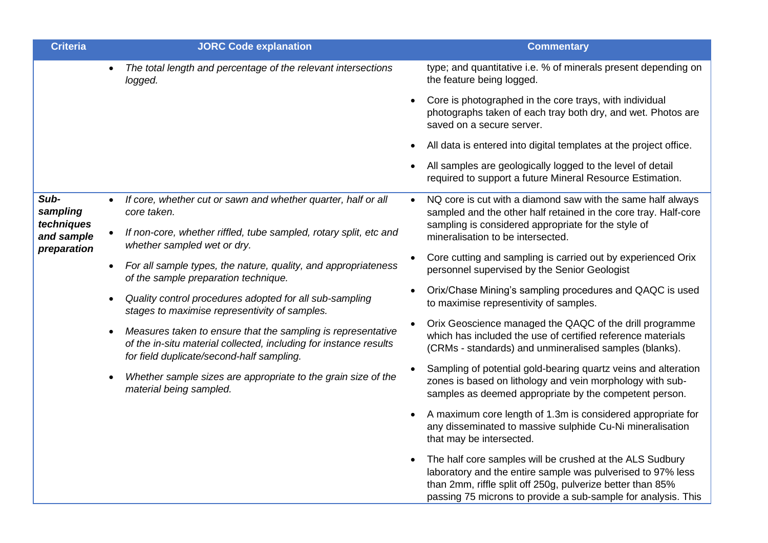| Criteria | JORC Code explanation | Commentary |
| --- | --- | --- |
| | • *The total length and percentage of the relevant intersections logged.* | type; and quantitative i.e. % of minerals present depending on the feature being logged.<br>• Core is photographed in the core trays, with individual photographs taken of each tray both dry, and wet. Photos are saved on a secure server.<br>• All data is entered into digital templates at the project office.<br>• All samples are geologically logged to the level of detail required to support a future Mineral Resource Estimation. |
| ***Sub-sampling techniques and sample preparation*** | • *If core, whether cut or sawn and whether quarter, half or all core taken.*<br>• *If non-core, whether riffled, tube sampled, rotary split, etc and whether sampled wet or dry.*<br>• *For all sample types, the nature, quality, and appropriateness of the sample preparation technique.*<br>• *Quality control procedures adopted for all sub-sampling stages to maximise representivity of samples.*<br>• *Measures taken to ensure that the sampling is representative of the in-situ material collected, including for instance results for field duplicate/second-half sampling.*<br>• *Whether sample sizes are appropriate to the grain size of the material being sampled.* | • NQ core is cut with a diamond saw with the same half always sampled and the other half retained in the core tray. Half-core sampling is considered appropriate for the style of mineralisation to be intersected.<br>• Core cutting and sampling is carried out by experienced Orix personnel supervised by the Senior Geologist<br>• Orix/Chase Mining's sampling procedures and QAQC is used to maximise representivity of samples.<br>• Orix Geoscience managed the QAQC of the drill programme which has included the use of certified reference materials (CRMs - standards) and unmineralised samples (blanks).<br>• Sampling of potential gold-bearing quartz veins and alteration zones is based on lithology and vein morphology with sub-samples as deemed appropriate by the competent person.<br>• A maximum core length of 1.3m is considered appropriate for any disseminated to massive sulphide Cu-Ni mineralisation that may be intersected.<br>• The half core samples will be crushed at the ALS Sudbury laboratory and the entire sample was pulverised to 97% less than 2mm, riffle split off 250g, pulverize better than 85% passing 75 microns to provide a sub-sample for analysis. This |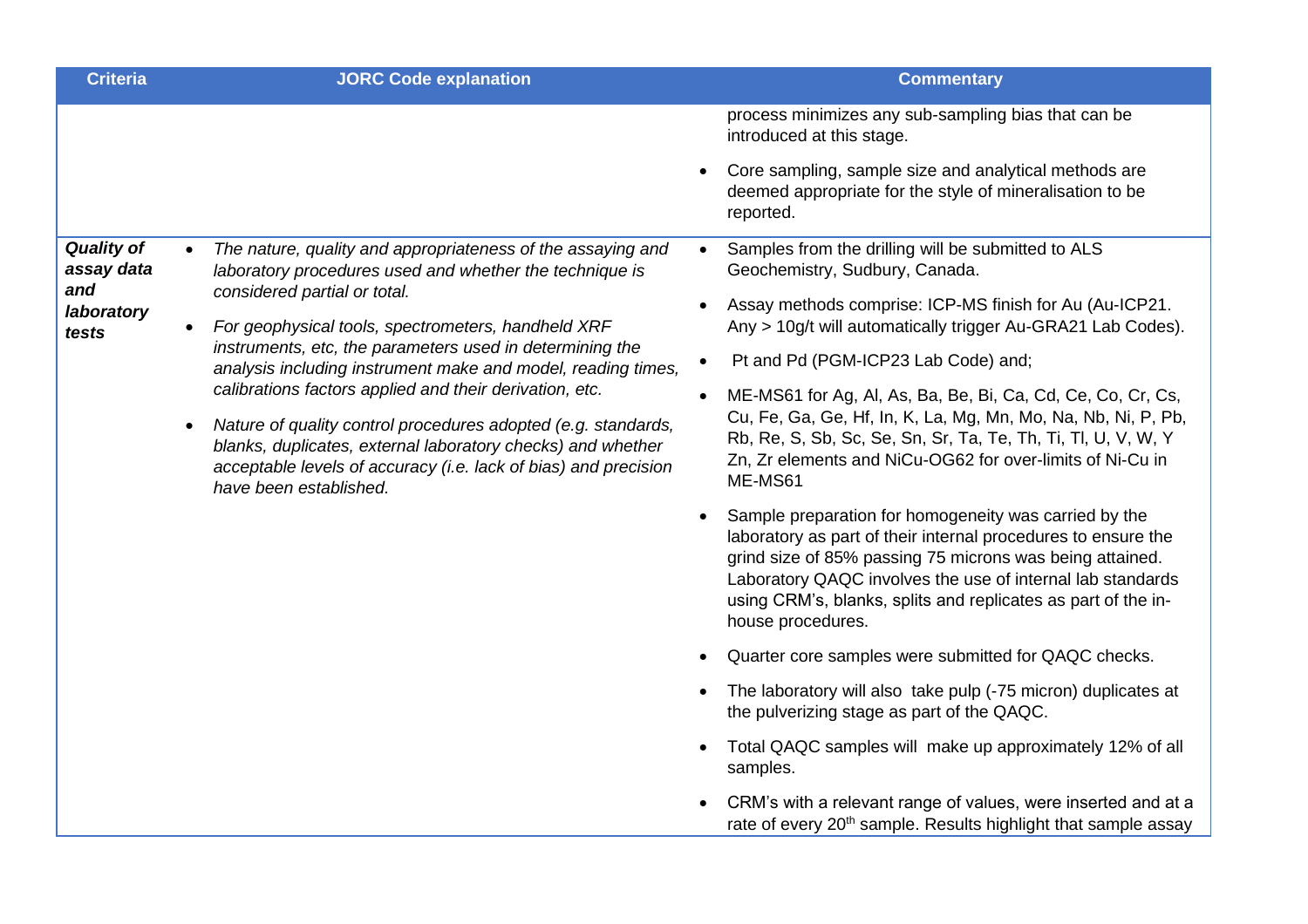| Criteria | JORC Code explanation | Commentary |
| --- | --- | --- |
| | | process minimizes any sub-sampling bias that can be introduced at this stage.<br>• Core sampling, sample size and analytical methods are deemed appropriate for the style of mineralisation to be reported. |
| ***Quality of assay data and laboratory tests*** | • *The nature, quality and appropriateness of the assaying and laboratory procedures used and whether the technique is considered partial or total.*<br>• *For geophysical tools, spectrometers, handheld XRF instruments, etc, the parameters used in determining the analysis including instrument make and model, reading times, calibrations factors applied and their derivation, etc.*<br>• *Nature of quality control procedures adopted (e.g. standards, blanks, duplicates, external laboratory checks) and whether acceptable levels of accuracy (i.e. lack of bias) and precision have been established.* | • Samples from the drilling will be submitted to ALS Geochemistry, Sudbury, Canada.<br>• Assay methods comprise: ICP-MS finish for Au (Au-ICP21. Any > 10g/t will automatically trigger Au-GRA21 Lab Codes).<br>• Pt and Pd (PGM-ICP23 Lab Code) and;<br>• ME-MS61 for Ag, Al, As, Ba, Be, Bi, Ca, Cd, Ce, Co, Cr, Cs, Cu, Fe, Ga, Ge, Hf, In, K, La, Mg, Mn, Mo, Na, Nb, Ni, P, Pb, Rb, Re, S, Sb, Sc, Se, Sn, Sr, Ta, Te, Th, Ti, Tl, U, V, W, Y Zn, Zr elements and NiCu-OG62 for over-limits of Ni-Cu in ME-MS61<br>• Sample preparation for homogeneity was carried by the laboratory as part of their internal procedures to ensure the grind size of 85% passing 75 microns was being attained. Laboratory QAQC involves the use of internal lab standards using CRM's, blanks, splits and replicates as part of the in-house procedures.<br>• Quarter core samples were submitted for QAQC checks.<br>• The laboratory will also take pulp (-75 micron) duplicates at the pulverizing stage as part of the QAQC.<br>• Total QAQC samples will make up approximately 12% of all samples.<br>• CRM's with a relevant range of values, were inserted and at a rate of every 20th sample. Results highlight that sample assay |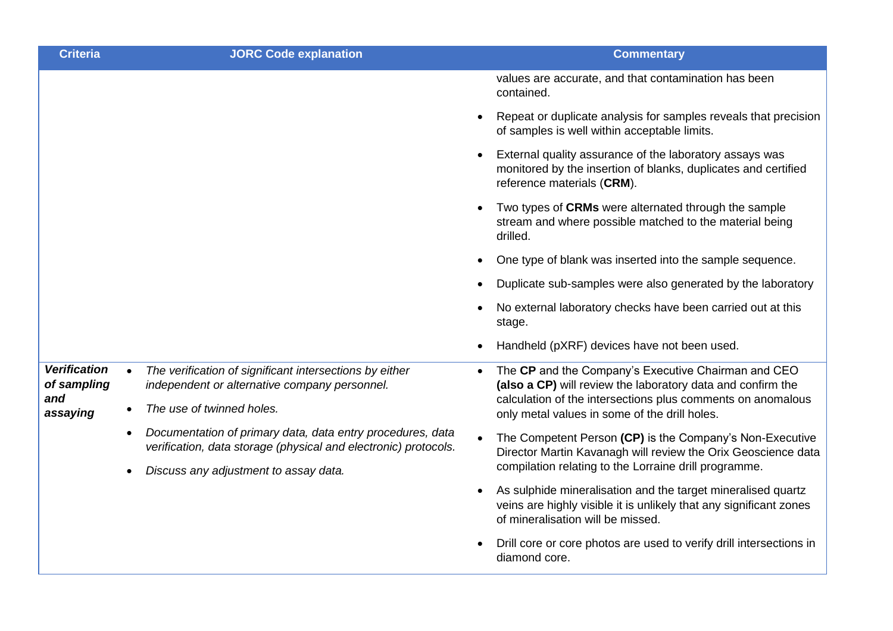| Criteria | JORC Code explanation | Commentary |
|---|---|---|
| | | values are accurate, and that contamination has been contained.<br>• Repeat or duplicate analysis for samples reveals that precision of samples is well within acceptable limits.<br>• External quality assurance of the laboratory assays was monitored by the insertion of blanks, duplicates and certified reference materials (**CRM**).<br>• Two types of **CRMs** were alternated through the sample stream and where possible matched to the material being drilled.<br>• One type of blank was inserted into the sample sequence.<br>• Duplicate sub-samples were also generated by the laboratory<br>• No external laboratory checks have been carried out at this stage.<br>• Handheld (pXRF) devices have not been used. |
| ***Verification of sampling and assaying*** | • *The verification of significant intersections by either independent or alternative company personnel.*<br>• *The use of twinned holes.*<br>• *Documentation of primary data, data entry procedures, data verification, data storage (physical and electronic) protocols.*<br>• *Discuss any adjustment to assay data.* | • The **CP** and the Company's Executive Chairman and CEO **(also a CP)** will review the laboratory data and confirm the calculation of the intersections plus comments on anomalous only metal values in some of the drill holes.<br>• The Competent Person **(CP)** is the Company's Non-Executive Director Martin Kavanagh will review the Orix Geoscience data compilation relating to the Lorraine drill programme.<br>• As sulphide mineralisation and the target mineralised quartz veins are highly visible it is unlikely that any significant zones of mineralisation will be missed.<br>• Drill core or core photos are used to verify drill intersections in diamond core. |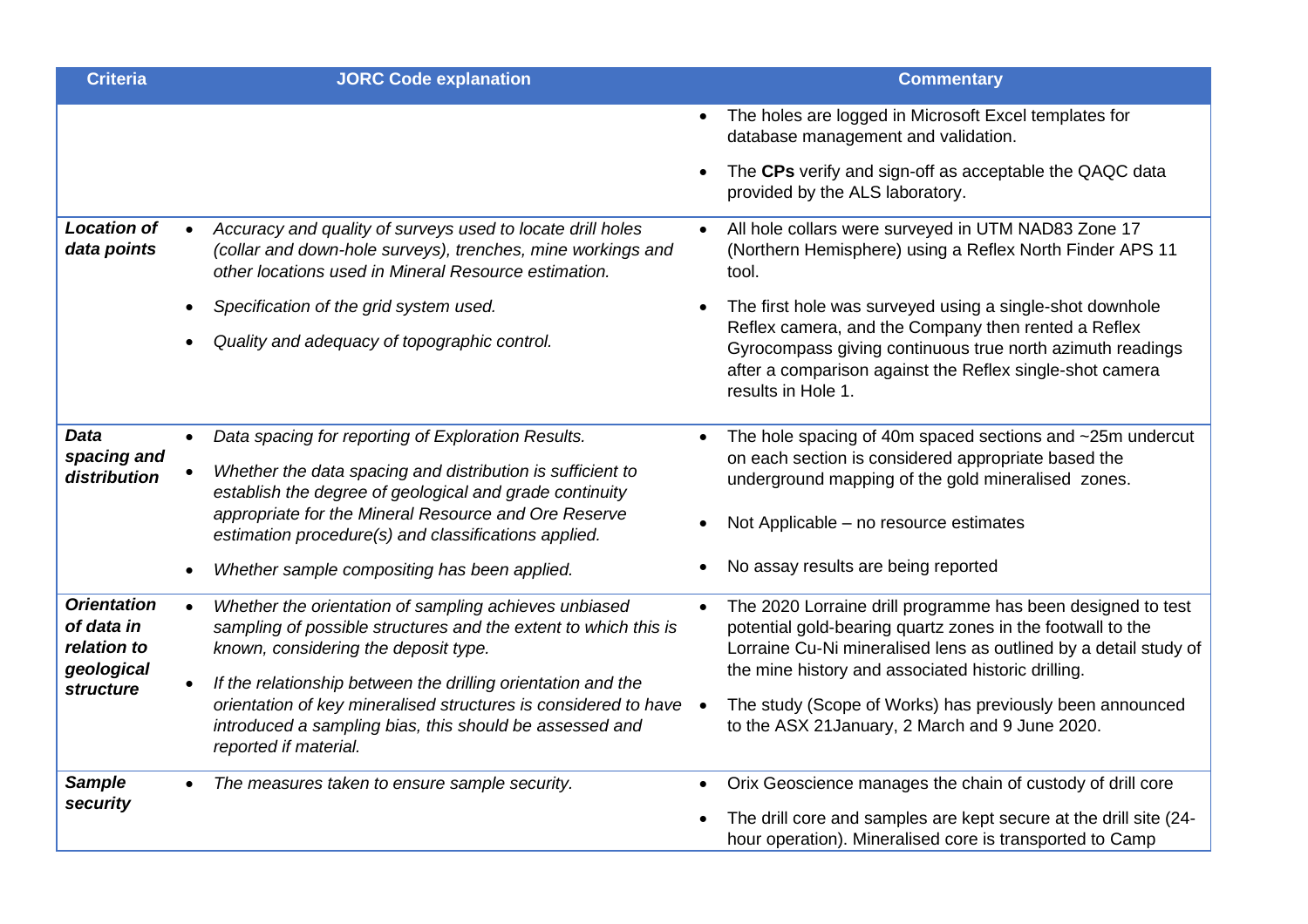| Criteria | JORC Code explanation | Commentary |
|---|---|---|
| | | • The holes are logged in Microsoft Excel templates for database management and validation.<br>• The **CPs** verify and sign-off as acceptable the QAQC data provided by the ALS laboratory. |
| ***Location of data points*** | • *Accuracy and quality of surveys used to locate drill holes (collar and down-hole surveys), trenches, mine workings and other locations used in Mineral Resource estimation.*<br>• *Specification of the grid system used.*<br>• *Quality and adequacy of topographic control.* | • All hole collars were surveyed in UTM NAD83 Zone 17 (Northern Hemisphere) using a Reflex North Finder APS 11 tool.<br>• The first hole was surveyed using a single-shot downhole Reflex camera, and the Company then rented a Reflex Gyrocompass giving continuous true north azimuth readings after a comparison against the Reflex single-shot camera results in Hole 1. |
| ***Data spacing and distribution*** | • *Data spacing for reporting of Exploration Results.*<br>• *Whether the data spacing and distribution is sufficient to establish the degree of geological and grade continuity appropriate for the Mineral Resource and Ore Reserve estimation procedure(s) and classifications applied.*<br>• *Whether sample compositing has been applied.* | • The hole spacing of 40m spaced sections and ~25m undercut on each section is considered appropriate based the underground mapping of the gold mineralised zones.<br>• Not Applicable – no resource estimates<br>• No assay results are being reported |
| ***Orientation of data in relation to geological structure*** | • *Whether the orientation of sampling achieves unbiased sampling of possible structures and the extent to which this is known, considering the deposit type.*<br>• *If the relationship between the drilling orientation and the orientation of key mineralised structures is considered to have introduced a sampling bias, this should be assessed and reported if material.* | • The 2020 Lorraine drill programme has been designed to test potential gold-bearing quartz zones in the footwall to the Lorraine Cu-Ni mineralised lens as outlined by a detail study of the mine history and associated historic drilling.<br>• The study (Scope of Works) has previously been announced to the ASX 21January, 2 March and 9 June 2020. |
| ***Sample security*** | • *The measures taken to ensure sample security.* | • Orix Geoscience manages the chain of custody of drill core<br>• The drill core and samples are kept secure at the drill site (24-hour operation). Mineralised core is transported to Camp |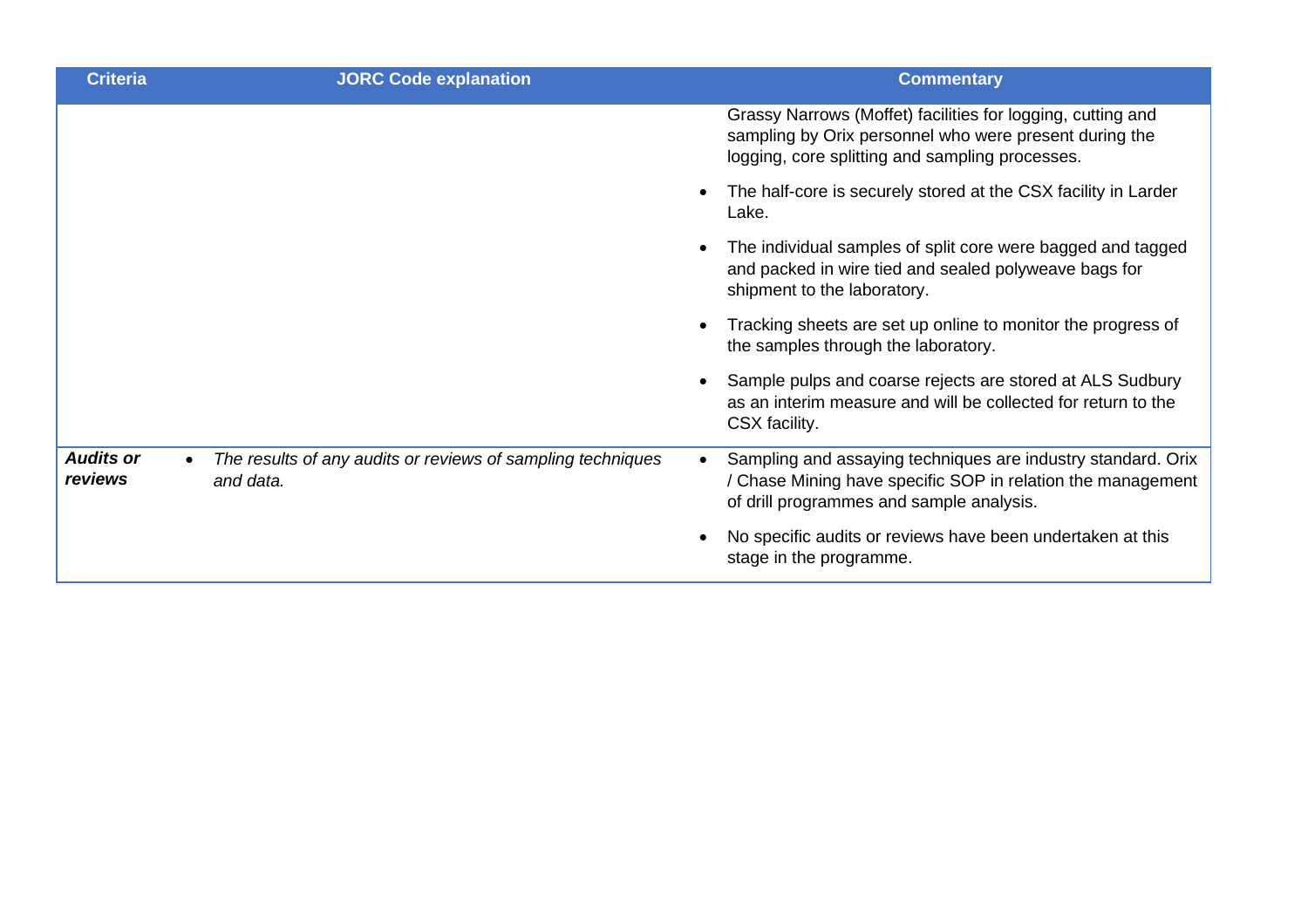| Criteria | JORC Code explanation | Commentary |
|---|---|---|
| | | Grassy Narrows (Moffet) facilities for logging, cutting and sampling by Orix personnel who were present during the logging, core splitting and sampling processes.<br>• The half-core is securely stored at the CSX facility in Larder Lake.<br>• The individual samples of split core were bagged and tagged and packed in wire tied and sealed polyweave bags for shipment to the laboratory.<br>• Tracking sheets are set up online to monitor the progress of the samples through the laboratory.<br>• Sample pulps and coarse rejects are stored at ALS Sudbury as an interim measure and will be collected for return to the CSX facility. |
| ***Audits or reviews*** | • *The results of any audits or reviews of sampling techniques and data.* | • Sampling and assaying techniques are industry standard. Orix / Chase Mining have specific SOP in relation the management of drill programmes and sample analysis.<br>• No specific audits or reviews have been undertaken at this stage in the programme. |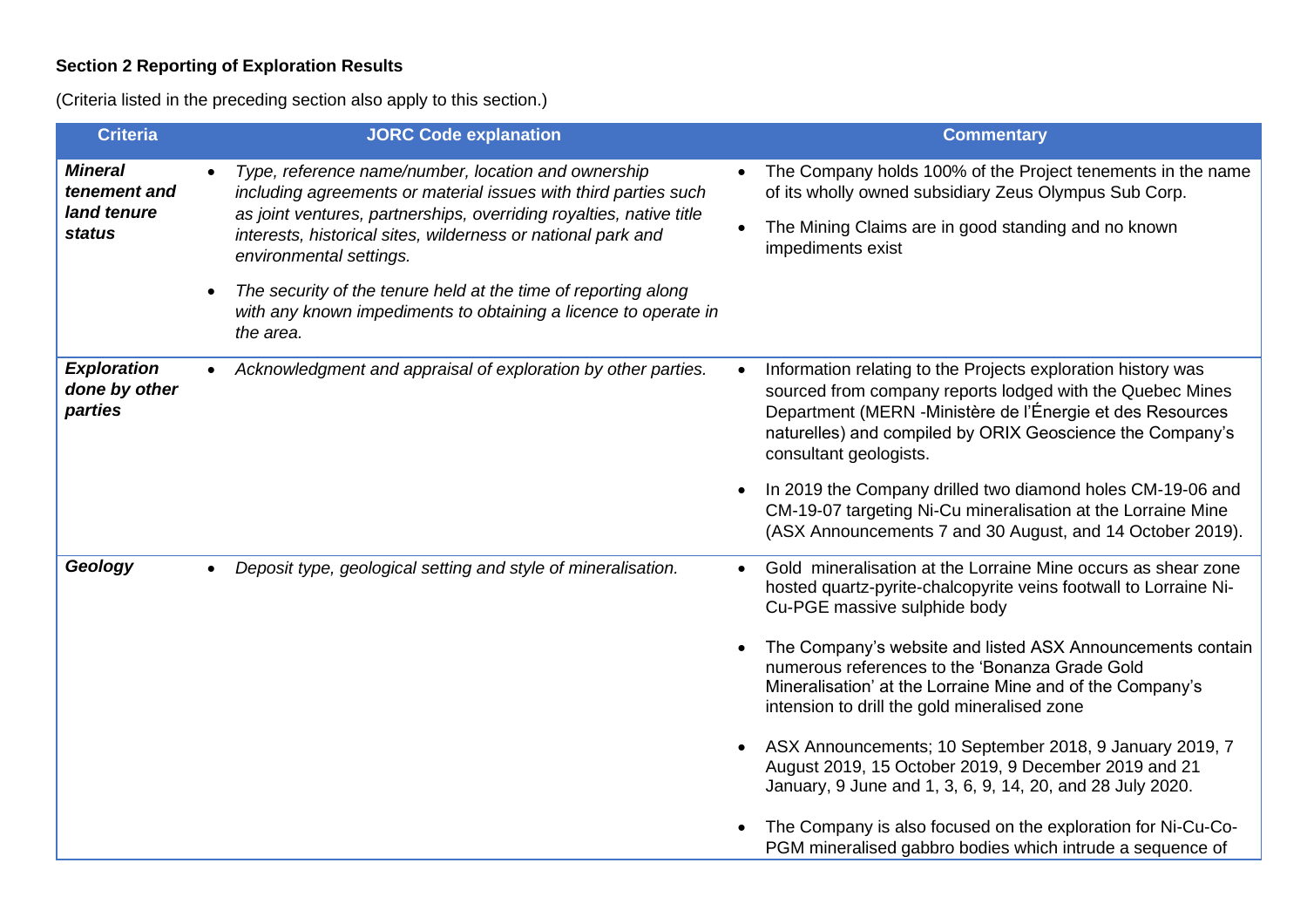**Section 2 Reporting of Exploration Results**

(Criteria listed in the preceding section also apply to this section.)

| Criteria | JORC Code explanation | Commentary |
|---|---|---|
| ***Mineral tenement and land tenure status*** | • *Type, reference name/number, location and ownership including agreements or material issues with third parties such as joint ventures, partnerships, overriding royalties, native title interests, historical sites, wilderness or national park and environmental settings.*<br>• *The security of the tenure held at the time of reporting along with any known impediments to obtaining a licence to operate in the area.* | • The Company holds 100% of the Project tenements in the name of its wholly owned subsidiary Zeus Olympus Sub Corp.<br>• The Mining Claims are in good standing and no known impediments exist |
| ***Exploration done by other parties*** | • *Acknowledgment and appraisal of exploration by other parties.* | • Information relating to the Projects exploration history was sourced from company reports lodged with the Quebec Mines Department (MERN -Ministère de l'Énergie et des Resources naturelles) and compiled by ORIX Geoscience the Company's consultant geologists.<br>• In 2019 the Company drilled two diamond holes CM-19-06 and CM-19-07 targeting Ni-Cu mineralisation at the Lorraine Mine (ASX Announcements 7 and 30 August, and 14 October 2019). |
| ***Geology*** | • *Deposit type, geological setting and style of mineralisation.* | • Gold mineralisation at the Lorraine Mine occurs as shear zone hosted quartz-pyrite-chalcopyrite veins footwall to Lorraine Ni-Cu-PGE massive sulphide body<br>• The Company's website and listed ASX Announcements contain numerous references to the 'Bonanza Grade Gold Mineralisation' at the Lorraine Mine and of the Company's intension to drill the gold mineralised zone<br>• ASX Announcements; 10 September 2018, 9 January 2019, 7 August 2019, 15 October 2019, 9 December 2019 and 21 January, 9 June and 1, 3, 6, 9, 14, 20, and 28 July 2020.<br>• The Company is also focused on the exploration for Ni-Cu-Co-PGM mineralised gabbro bodies which intrude a sequence of |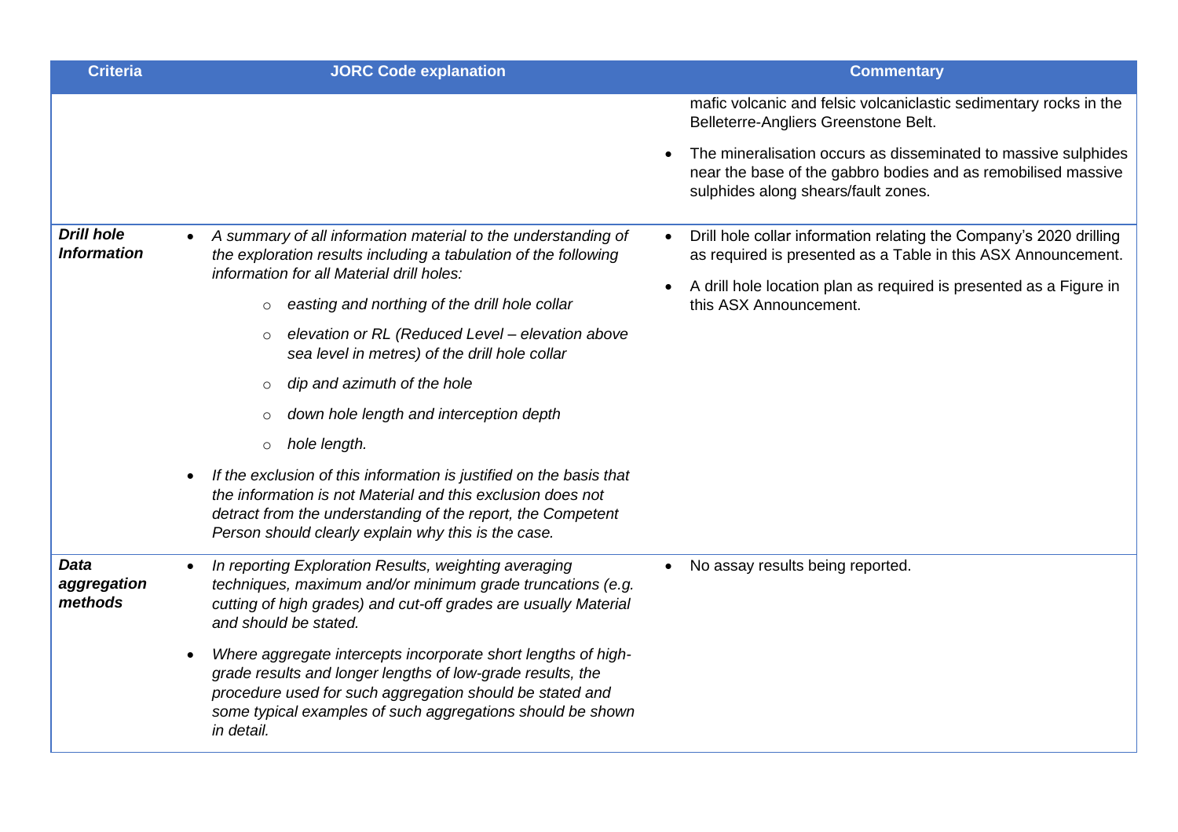| Criteria | JORC Code explanation | Commentary |
|---|---|---|
| | | mafic volcanic and felsic volcaniclastic sedimentary rocks in the Belleterre-Angliers Greenstone Belt.<br>• The mineralisation occurs as disseminated to massive sulphides near the base of the gabbro bodies and as remobilised massive sulphides along shears/fault zones. |
| ***Drill hole Information*** | • *A summary of all information material to the understanding of the exploration results including a tabulation of the following information for all Material drill holes:*<br>○ *easting and northing of the drill hole collar*<br>○ *elevation or RL (Reduced Level – elevation above sea level in metres) of the drill hole collar*<br>○ *dip and azimuth of the hole*<br>○ *down hole length and interception depth*<br>○ *hole length.*<br>• *If the exclusion of this information is justified on the basis that the information is not Material and this exclusion does not detract from the understanding of the report, the Competent Person should clearly explain why this is the case.* | • Drill hole collar information relating the Company's 2020 drilling as required is presented as a Table in this ASX Announcement.<br>• A drill hole location plan as required is presented as a Figure in this ASX Announcement. |
| ***Data aggregation methods*** | • *In reporting Exploration Results, weighting averaging techniques, maximum and/or minimum grade truncations (e.g. cutting of high grades) and cut-off grades are usually Material and should be stated.*<br>• *Where aggregate intercepts incorporate short lengths of high-grade results and longer lengths of low-grade results, the procedure used for such aggregation should be stated and some typical examples of such aggregations should be shown in detail.* | • No assay results being reported. |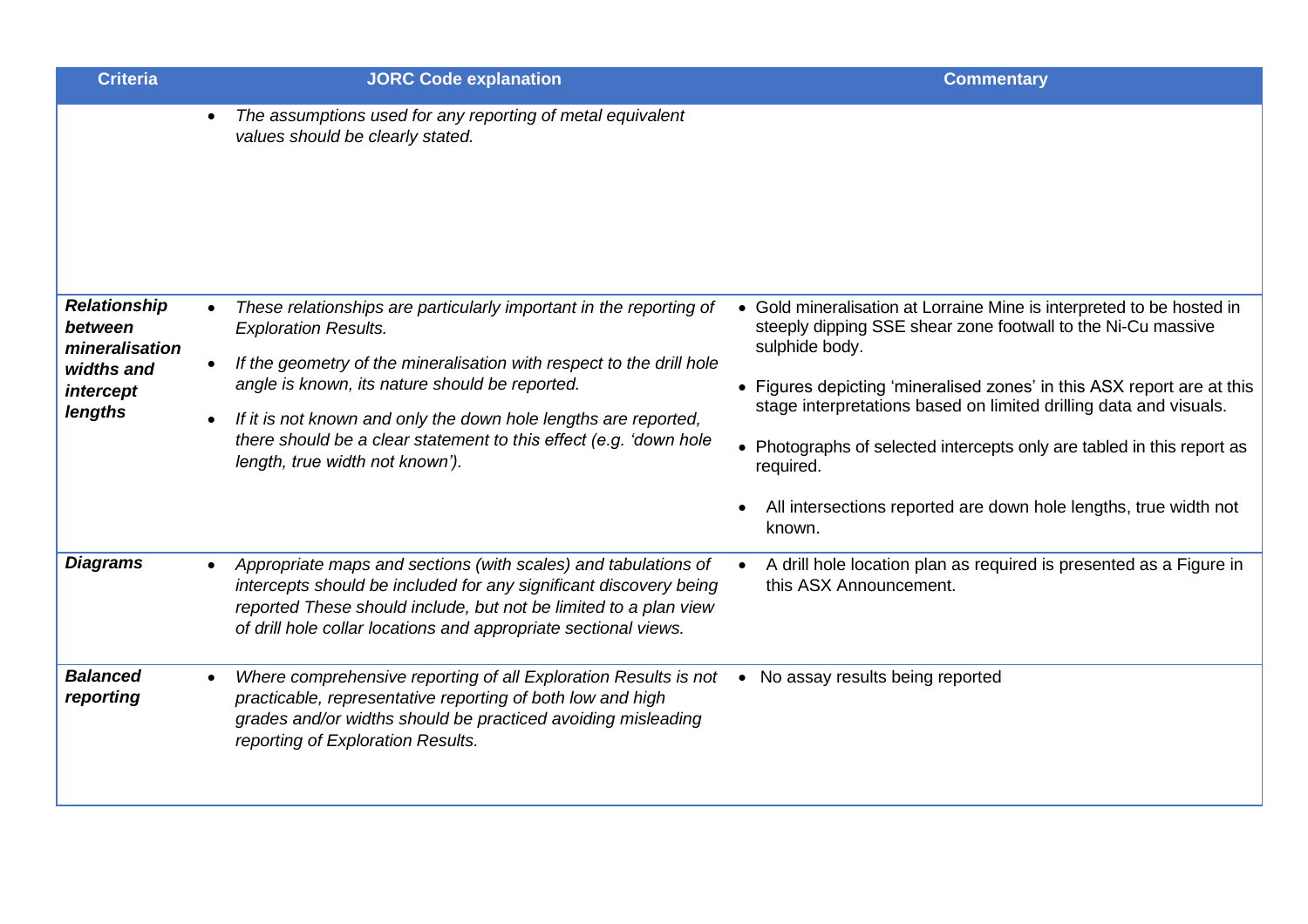| Criteria | JORC Code explanation | Commentary |
|---|---|---|
| | • *The assumptions used for any reporting of metal equivalent values should be clearly stated.* | |
| ***Relationship between mineralisation widths and intercept lengths*** | • *These relationships are particularly important in the reporting of Exploration Results.*<br>• *If the geometry of the mineralisation with respect to the drill hole angle is known, its nature should be reported.*<br>• *If it is not known and only the down hole lengths are reported, there should be a clear statement to this effect (e.g. 'down hole length, true width not known').* | • Gold mineralisation at Lorraine Mine is interpreted to be hosted in steeply dipping SSE shear zone footwall to the Ni-Cu massive sulphide body.<br>• Figures depicting 'mineralised zones' in this ASX report are at this stage interpretations based on limited drilling data and visuals.<br>• Photographs of selected intercepts only are tabled in this report as required.<br>• All intersections reported are down hole lengths, true width not known. |
| ***Diagrams*** | • *Appropriate maps and sections (with scales) and tabulations of intercepts should be included for any significant discovery being reported These should include, but not be limited to a plan view of drill hole collar locations and appropriate sectional views.* | • A drill hole location plan as required is presented as a Figure in this ASX Announcement. |
| ***Balanced reporting*** | • *Where comprehensive reporting of all Exploration Results is not practicable, representative reporting of both low and high grades and/or widths should be practiced avoiding misleading reporting of Exploration Results.* | • No assay results being reported |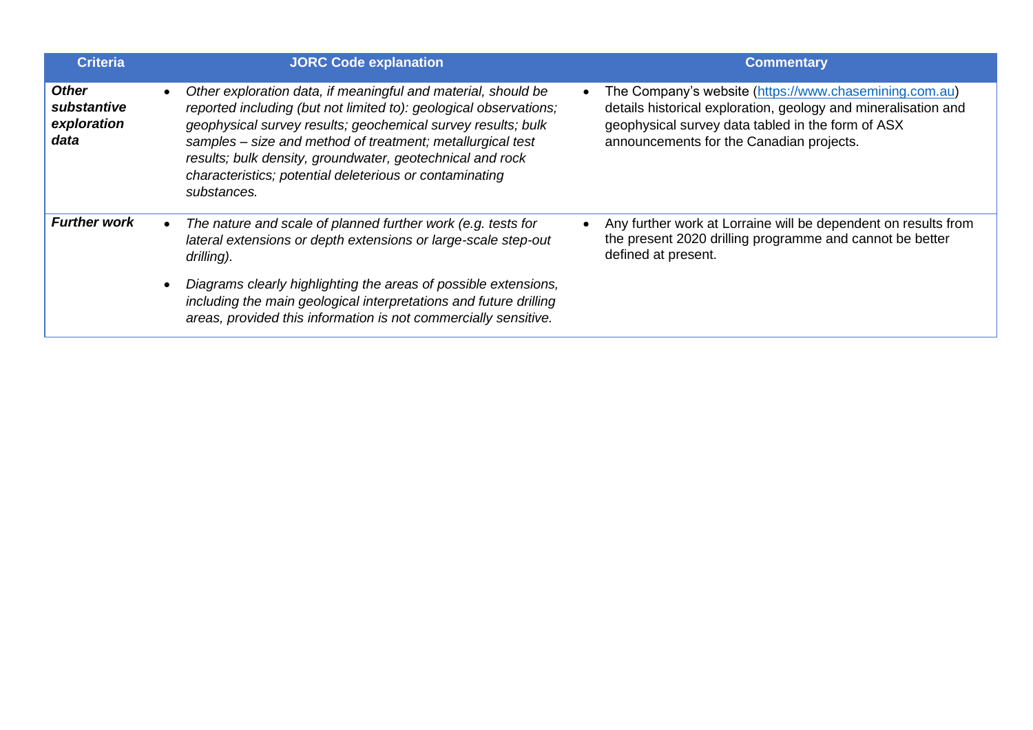| Criteria | JORC Code explanation | Commentary |
|---|---|---|
| ***Other substantive exploration data*** | • *Other exploration data, if meaningful and material, should be reported including (but not limited to): geological observations; geophysical survey results; geochemical survey results; bulk samples – size and method of treatment; metallurgical test results; bulk density, groundwater, geotechnical and rock characteristics; potential deleterious or contaminating substances.* | • The Company's website ([https://www.chasemining.com.au](https://www.chasemining.com.au)) details historical exploration, geology and mineralisation and geophysical survey data tabled in the form of ASX announcements for the Canadian projects. |
| ***Further work*** | • *The nature and scale of planned further work (e.g. tests for lateral extensions or depth extensions or large-scale step-out drilling).* <br> • *Diagrams clearly highlighting the areas of possible extensions, including the main geological interpretations and future drilling areas, provided this information is not commercially sensitive.* | • Any further work at Lorraine will be dependent on results from the present 2020 drilling programme and cannot be better defined at present. |